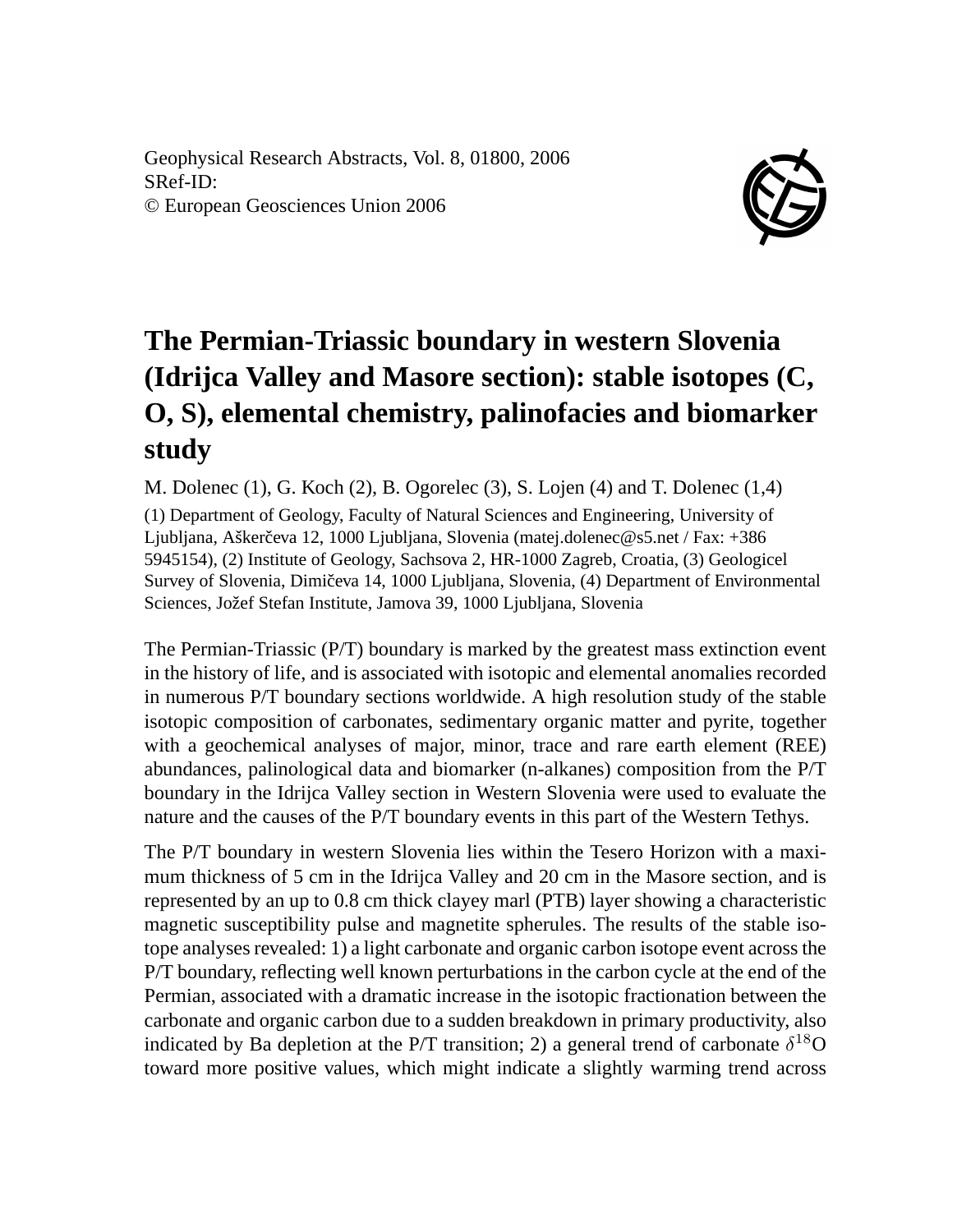Geophysical Research Abstracts, Vol. 8, 01800, 2006
SRef-ID:
© European Geosciences Union 2006

# The Permian-Triassic boundary in western Slovenia (Idrijca Valley and Masore section): stable isotopes (C, O, S), elemental chemistry, palinofacies and biomarker study

M. Dolenec (1), G. Koch (2), B. Ogorelec (3), S. Lojen (4) and T. Dolenec (1,4)

(1) Department of Geology, Faculty of Natural Sciences and Engineering, University of Ljubljana, Aškerčeva 12, 1000 Ljubljana, Slovenia (matej.dolenec@s5.net / Fax: +386 5945154), (2) Institute of Geology, Sachsova 2, HR-1000 Zagreb, Croatia, (3) Geologicel Survey of Slovenia, Dimičeva 14, 1000 Ljubljana, Slovenia, (4) Department of Environmental Sciences, Jožef Stefan Institute, Jamova 39, 1000 Ljubljana, Slovenia

The Permian-Triassic (P/T) boundary is marked by the greatest mass extinction event in the history of life, and is associated with isotopic and elemental anomalies recorded in numerous P/T boundary sections worldwide. A high resolution study of the stable isotopic composition of carbonates, sedimentary organic matter and pyrite, together with a geochemical analyses of major, minor, trace and rare earth element (REE) abundances, palinological data and biomarker (n-alkanes) composition from the P/T boundary in the Idrijca Valley section in Western Slovenia were used to evaluate the nature and the causes of the P/T boundary events in this part of the Western Tethys.

The P/T boundary in western Slovenia lies within the Tesero Horizon with a maximum thickness of 5 cm in the Idrijca Valley and 20 cm in the Masore section, and is represented by an up to 0.8 cm thick clayey marl (PTB) layer showing a characteristic magnetic susceptibility pulse and magnetite spherules. The results of the stable isotope analyses revealed: 1) a light carbonate and organic carbon isotope event across the P/T boundary, reflecting well known perturbations in the carbon cycle at the end of the Permian, associated with a dramatic increase in the isotopic fractionation between the carbonate and organic carbon due to a sudden breakdown in primary productivity, also indicated by Ba depletion at the P/T transition; 2) a general trend of carbonate $\delta^{18}O$ toward more positive values, which might indicate a slightly warming trend across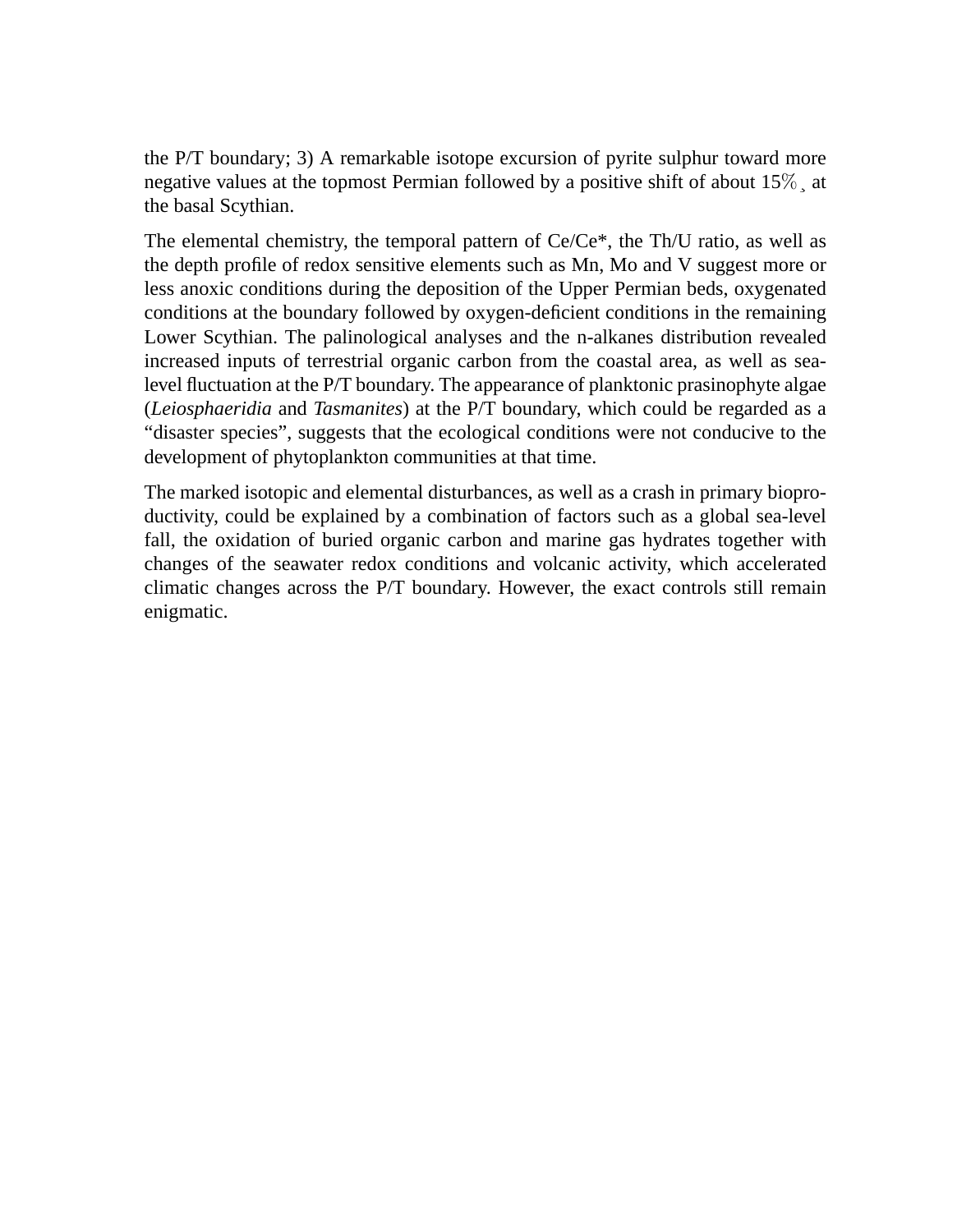the P/T boundary; 3) A remarkable isotope excursion of pyrite sulphur toward more negative values at the topmost Permian followed by a positive shift of about 15‰ at the basal Scythian.

The elemental chemistry, the temporal pattern of Ce/Ce*, the Th/U ratio, as well as the depth profile of redox sensitive elements such as Mn, Mo and V suggest more or less anoxic conditions during the deposition of the Upper Permian beds, oxygenated conditions at the boundary followed by oxygen-deficient conditions in the remaining Lower Scythian. The palinological analyses and the n-alkanes distribution revealed increased inputs of terrestrial organic carbon from the coastal area, as well as sea-level fluctuation at the P/T boundary. The appearance of planktonic prasinophyte algae (*Leiosphaeridia* and *Tasmanites*) at the P/T boundary, which could be regarded as a "disaster species", suggests that the ecological conditions were not conducive to the development of phytoplankton communities at that time.

The marked isotopic and elemental disturbances, as well as a crash in primary bioproductivity, could be explained by a combination of factors such as a global sea-level fall, the oxidation of buried organic carbon and marine gas hydrates together with changes of the seawater redox conditions and volcanic activity, which accelerated climatic changes across the P/T boundary. However, the exact controls still remain enigmatic.